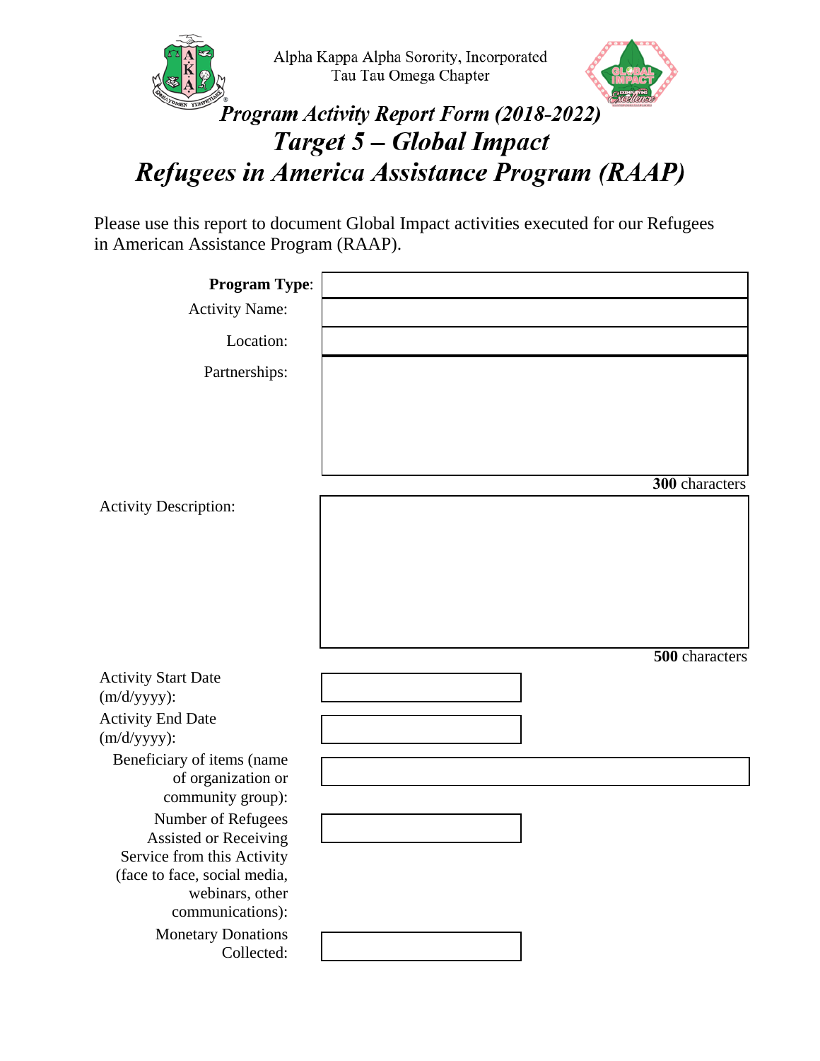Alpha Kappa Alpha Sorority, Incorporated
Tau Tau Omega Chapter

# *Program Activity Report Form (2018-2022)*

# *Target 5 – Global Impact*

# *Refugees in America Assistance Program (RAAP)*

Please use this report to document Global Impact activities executed for our Refugees in American Assistance Program (RAAP).

**Program Type**:

Activity Name:

Location:

Partnerships:

**300** characters

Activity Description:

**500** characters

Activity Start Date (m/d/yyyy):

Activity End Date (m/d/yyyy):

Beneficiary of items (name of organization or community group):

Number of Refugees Assisted or Receiving Service from this Activity (face to face, social media, webinars, other communications):

Monetary Donations Collected: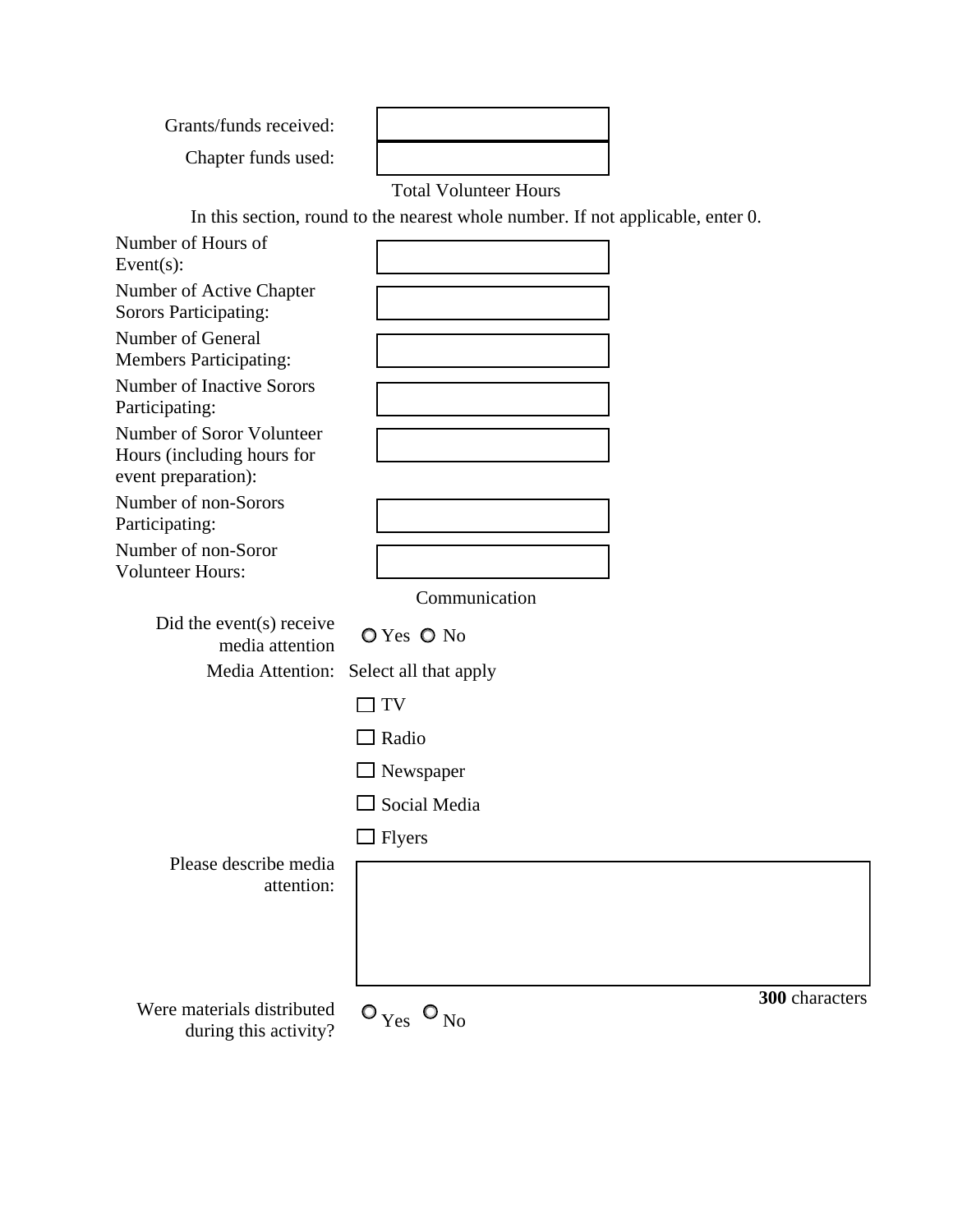Grants/funds received: 

Chapter funds used: 

## Total Volunteer Hours

In this section, round to the nearest whole number. If not applicable, enter 0.

Number of Hours of Event(s): 

Number of Active Chapter Sorors Participating: 

Number of General Members Participating: 

Number of Inactive Sorors Participating: 

Number of Soror Volunteer Hours (including hours for event preparation): 

Number of non-Sorors Participating: 

Number of non-Soror Volunteer Hours: 

## Communication

Did the event(s) receive media attention ○ Yes ○ No

Media Attention: Select all that apply

- ☐ TV
- ☐ Radio
- ☐ Newspaper
- ☐ Social Media
- ☐ Flyers

Please describe media attention: 

**300** characters

Were materials distributed during this activity? ○ Yes ○ No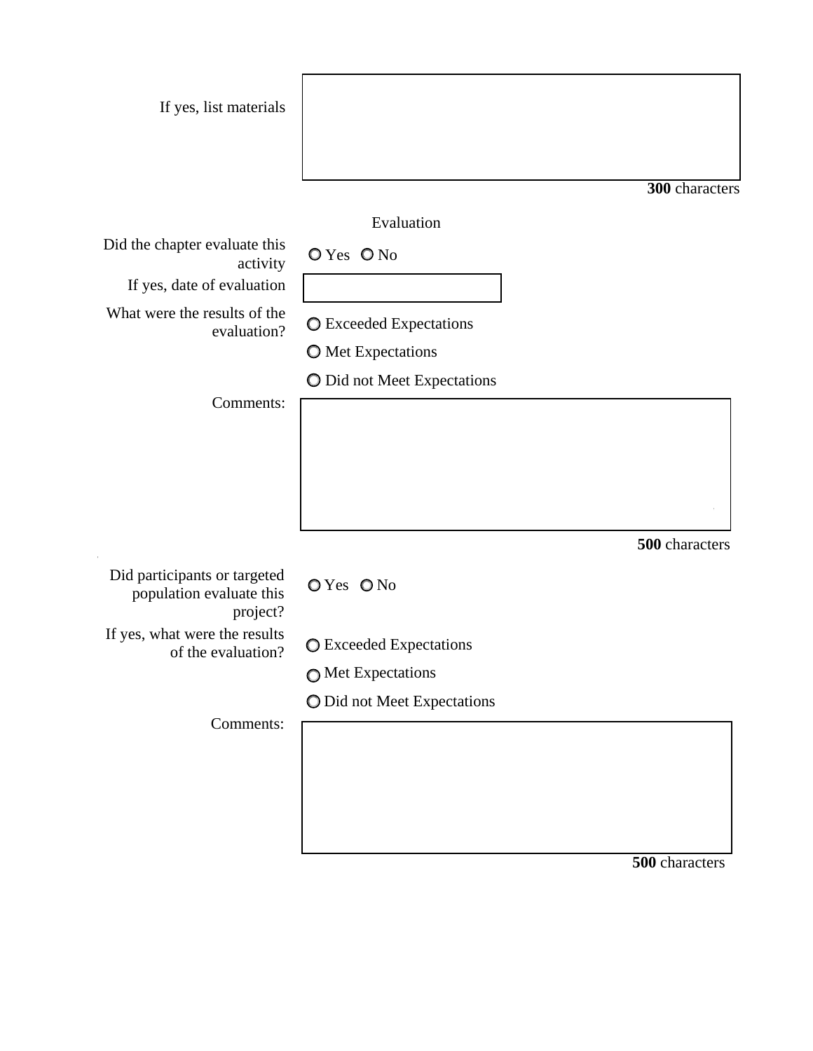If yes, list materials

**300** characters

## Evaluation

Did the chapter evaluate this activity

○ Yes ○ No

If yes, date of evaluation

What were the results of the evaluation?

○ Exceeded Expectations

○ Met Expectations

○ Did not Meet Expectations

Comments:

**500** characters

Did participants or targeted population evaluate this project?

○ Yes ○ No

If yes, what were the results of the evaluation?

○ Exceeded Expectations

○ Met Expectations

○ Did not Meet Expectations

Comments:

**500** characters